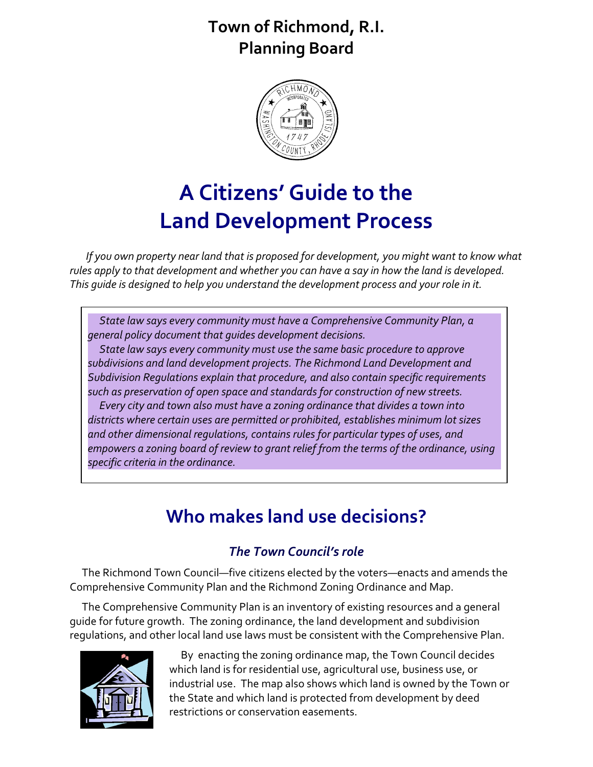# Town of Richmond, R.I.
# Planning Board

# A Citizens' Guide to the Land Development Process

*If you own property near land that is proposed for development, you might want to know what rules apply to that development and whether you can have a say in how the land is developed. This guide is designed to help you understand the development process and your role in it.*

*State law says every community must have a Comprehensive Community Plan, a general policy document that guides development decisions.*

*State law says every community must use the same basic procedure to approve subdivisions and land development projects. The Richmond Land Development and Subdivision Regulations explain that procedure, and also contain specific requirements such as preservation of open space and standards for construction of new streets.*

*Every city and town also must have a zoning ordinance that divides a town into districts where certain uses are permitted or prohibited, establishes minimum lot sizes and other dimensional regulations, contains rules for particular types of uses, and empowers a zoning board of review to grant relief from the terms of the ordinance, using specific criteria in the ordinance.*

## Who makes land use decisions?

### *The Town Council's role*

The Richmond Town Council—five citizens elected by the voters—enacts and amends the Comprehensive Community Plan and the Richmond Zoning Ordinance and Map.

The Comprehensive Community Plan is an inventory of existing resources and a general guide for future growth. The zoning ordinance, the land development and subdivision regulations, and other local land use laws must be consistent with the Comprehensive Plan.

By enacting the zoning ordinance map, the Town Council decides which land is for residential use, agricultural use, business use, or industrial use. The map also shows which land is owned by the Town or the State and which land is protected from development by deed restrictions or conservation easements.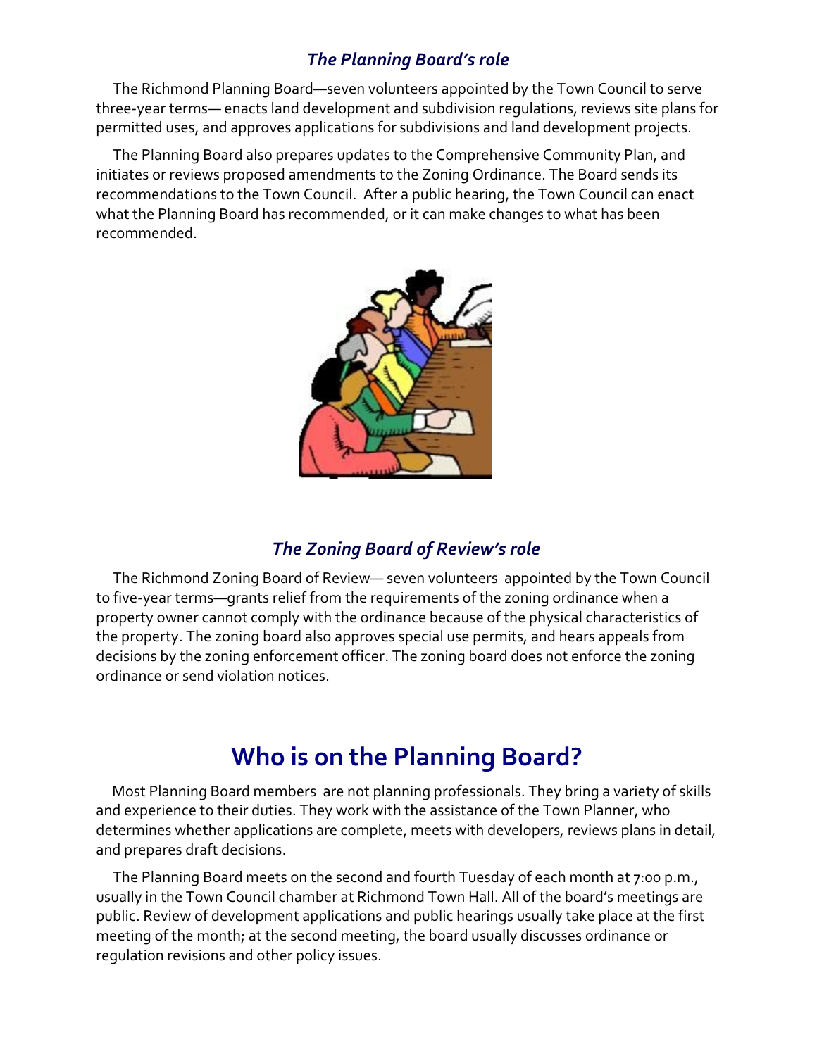### *The Planning Board's role*

The Richmond Planning Board—seven volunteers appointed by the Town Council to serve three-year terms— enacts land development and subdivision regulations, reviews site plans for permitted uses, and approves applications for subdivisions and land development projects.

The Planning Board also prepares updates to the Comprehensive Community Plan, and initiates or reviews proposed amendments to the Zoning Ordinance. The Board sends its recommendations to the Town Council. After a public hearing, the Town Council can enact what the Planning Board has recommended, or it can make changes to what has been recommended.

### *The Zoning Board of Review's role*

The Richmond Zoning Board of Review— seven volunteers appointed by the Town Council to five-year terms—grants relief from the requirements of the zoning ordinance when a property owner cannot comply with the ordinance because of the physical characteristics of the property. The zoning board also approves special use permits, and hears appeals from decisions by the zoning enforcement officer. The zoning board does not enforce the zoning ordinance or send violation notices.

## Who is on the Planning Board?

Most Planning Board members are not planning professionals. They bring a variety of skills and experience to their duties. They work with the assistance of the Town Planner, who determines whether applications are complete, meets with developers, reviews plans in detail, and prepares draft decisions.

The Planning Board meets on the second and fourth Tuesday of each month at 7:00 p.m., usually in the Town Council chamber at Richmond Town Hall. All of the board's meetings are public. Review of development applications and public hearings usually take place at the first meeting of the month; at the second meeting, the board usually discusses ordinance or regulation revisions and other policy issues.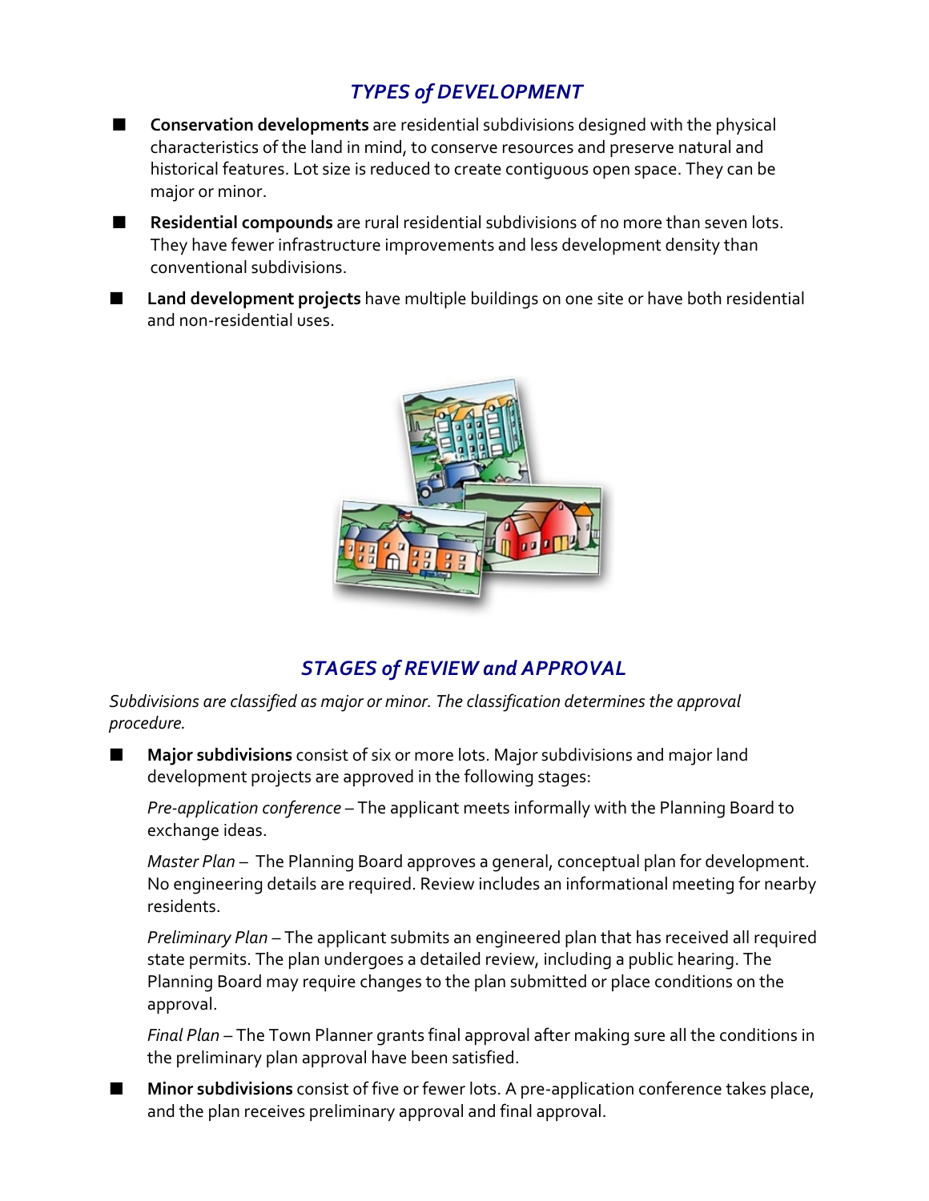## *TYPES of DEVELOPMENT*

- **Conservation developments** are residential subdivisions designed with the physical characteristics of the land in mind, to conserve resources and preserve natural and historical features. Lot size is reduced to create contiguous open space. They can be major or minor.
- **Residential compounds** are rural residential subdivisions of no more than seven lots. They have fewer infrastructure improvements and less development density than conventional subdivisions.
- **Land development projects** have multiple buildings on one site or have both residential and non-residential uses.

## *STAGES of REVIEW and APPROVAL*

*Subdivisions are classified as major or minor. The classification determines the approval procedure.*

- **Major subdivisions** consist of six or more lots. Major subdivisions and major land development projects are approved in the following stages:

  *Pre-application conference* – The applicant meets informally with the Planning Board to exchange ideas.

  *Master Plan* – The Planning Board approves a general, conceptual plan for development. No engineering details are required. Review includes an informational meeting for nearby residents.

  *Preliminary Plan* – The applicant submits an engineered plan that has received all required state permits. The plan undergoes a detailed review, including a public hearing. The Planning Board may require changes to the plan submitted or place conditions on the approval.

  *Final Plan* – The Town Planner grants final approval after making sure all the conditions in the preliminary plan approval have been satisfied.

- **Minor subdivisions** consist of five or fewer lots. A pre-application conference takes place, and the plan receives preliminary approval and final approval.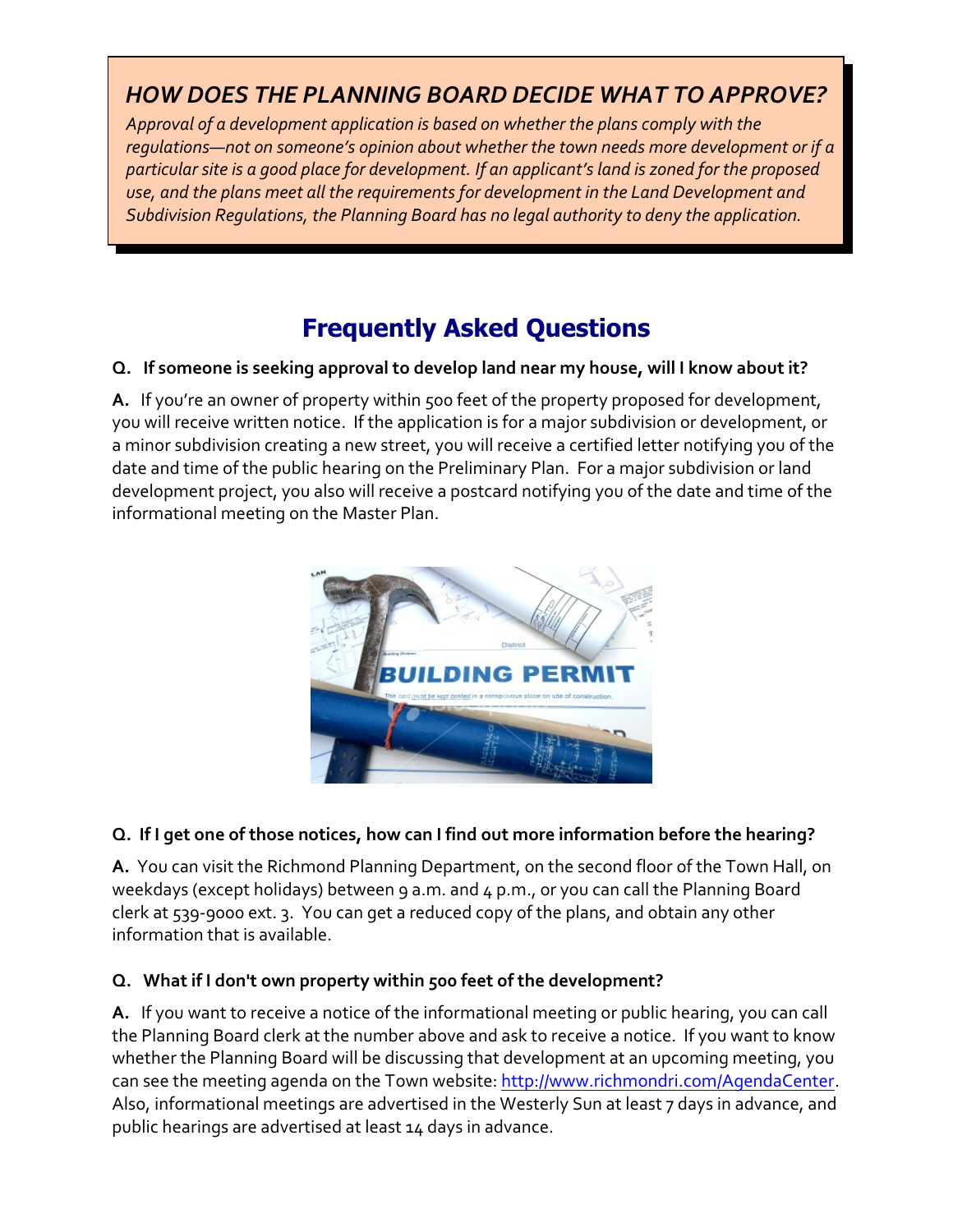## *HOW DOES THE PLANNING BOARD DECIDE WHAT TO APPROVE?*

*Approval of a development application is based on whether the plans comply with the regulations—not on someone's opinion about whether the town needs more development or if a particular site is a good place for development. If an applicant's land is zoned for the proposed use, and the plans meet all the requirements for development in the Land Development and Subdivision Regulations, the Planning Board has no legal authority to deny the application.*

# Frequently Asked Questions

**Q. If someone is seeking approval to develop land near my house, will I know about it?**

**A.** If you're an owner of property within 500 feet of the property proposed for development, you will receive written notice. If the application is for a major subdivision or development, or a minor subdivision creating a new street, you will receive a certified letter notifying you of the date and time of the public hearing on the Preliminary Plan. For a major subdivision or land development project, you also will receive a postcard notifying you of the date and time of the informational meeting on the Master Plan.

**Q. If I get one of those notices, how can I find out more information before the hearing?**

**A.** You can visit the Richmond Planning Department, on the second floor of the Town Hall, on weekdays (except holidays) between 9 a.m. and 4 p.m., or you can call the Planning Board clerk at 539-9000 ext. 3. You can get a reduced copy of the plans, and obtain any other information that is available.

**Q. What if I don't own property within 500 feet of the development?**

**A.** If you want to receive a notice of the informational meeting or public hearing, you can call the Planning Board clerk at the number above and ask to receive a notice. If you want to know whether the Planning Board will be discussing that development at an upcoming meeting, you can see the meeting agenda on the Town website: http://www.richmondri.com/AgendaCenter. Also, informational meetings are advertised in the Westerly Sun at least 7 days in advance, and public hearings are advertised at least 14 days in advance.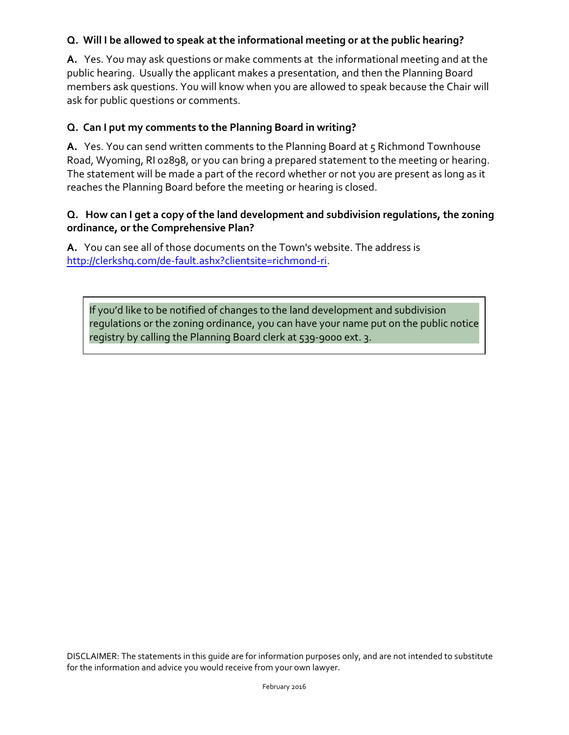**Q. Will I be allowed to speak at the informational meeting or at the public hearing?**

**A.** Yes. You may ask questions or make comments at the informational meeting and at the public hearing. Usually the applicant makes a presentation, and then the Planning Board members ask questions. You will know when you are allowed to speak because the Chair will ask for public questions or comments.

**Q. Can I put my comments to the Planning Board in writing?**

**A.** Yes. You can send written comments to the Planning Board at 5 Richmond Townhouse Road, Wyoming, RI 02898, or you can bring a prepared statement to the meeting or hearing. The statement will be made a part of the record whether or not you are present as long as it reaches the Planning Board before the meeting or hearing is closed.

**Q. How can I get a copy of the land development and subdivision regulations, the zoning ordinance, or the Comprehensive Plan?**

**A.** You can see all of those documents on the Town's website. The address is [http://clerkshq.com/de-fault.ashx?clientsite=richmond-ri](http://clerkshq.com/de-fault.ashx?clientsite=richmond-ri).

> If you'd like to be notified of changes to the land development and subdivision regulations or the zoning ordinance, you can have your name put on the public notice registry by calling the Planning Board clerk at 539-9000 ext. 3.

DISCLAIMER: The statements in this guide are for information purposes only, and are not intended to substitute for the information and advice you would receive from your own lawyer.

February 2016